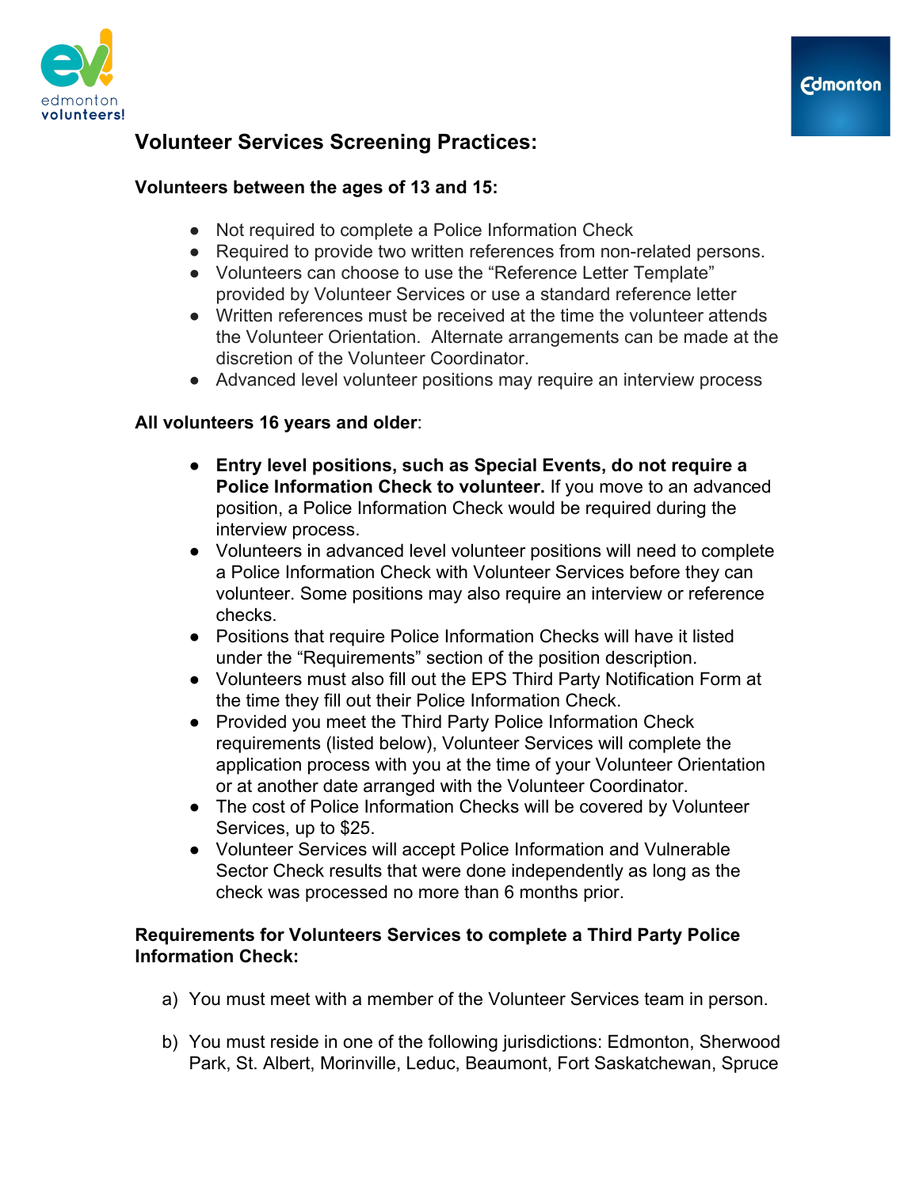# Volunteer Services Screening Practices:

**Volunteers between the ages of 13 and 15:**

- Not required to complete a Police Information Check
- Required to provide two written references from non-related persons.
- Volunteers can choose to use the "Reference Letter Template" provided by Volunteer Services or use a standard reference letter
- Written references must be received at the time the volunteer attends the Volunteer Orientation. Alternate arrangements can be made at the discretion of the Volunteer Coordinator.
- Advanced level volunteer positions may require an interview process

**All volunteers 16 years and older**:

- **Entry level positions, such as Special Events, do not require a Police Information Check to volunteer.** If you move to an advanced position, a Police Information Check would be required during the interview process.
- Volunteers in advanced level volunteer positions will need to complete a Police Information Check with Volunteer Services before they can volunteer. Some positions may also require an interview or reference checks.
- Positions that require Police Information Checks will have it listed under the "Requirements" section of the position description.
- Volunteers must also fill out the EPS Third Party Notification Form at the time they fill out their Police Information Check.
- Provided you meet the Third Party Police Information Check requirements (listed below), Volunteer Services will complete the application process with you at the time of your Volunteer Orientation or at another date arranged with the Volunteer Coordinator.
- The cost of Police Information Checks will be covered by Volunteer Services, up to $25.
- Volunteer Services will accept Police Information and Vulnerable Sector Check results that were done independently as long as the check was processed no more than 6 months prior.

**Requirements for Volunteers Services to complete a Third Party Police Information Check:**

a) You must meet with a member of the Volunteer Services team in person.

b) You must reside in one of the following jurisdictions: Edmonton, Sherwood Park, St. Albert, Morinville, Leduc, Beaumont, Fort Saskatchewan, Spruce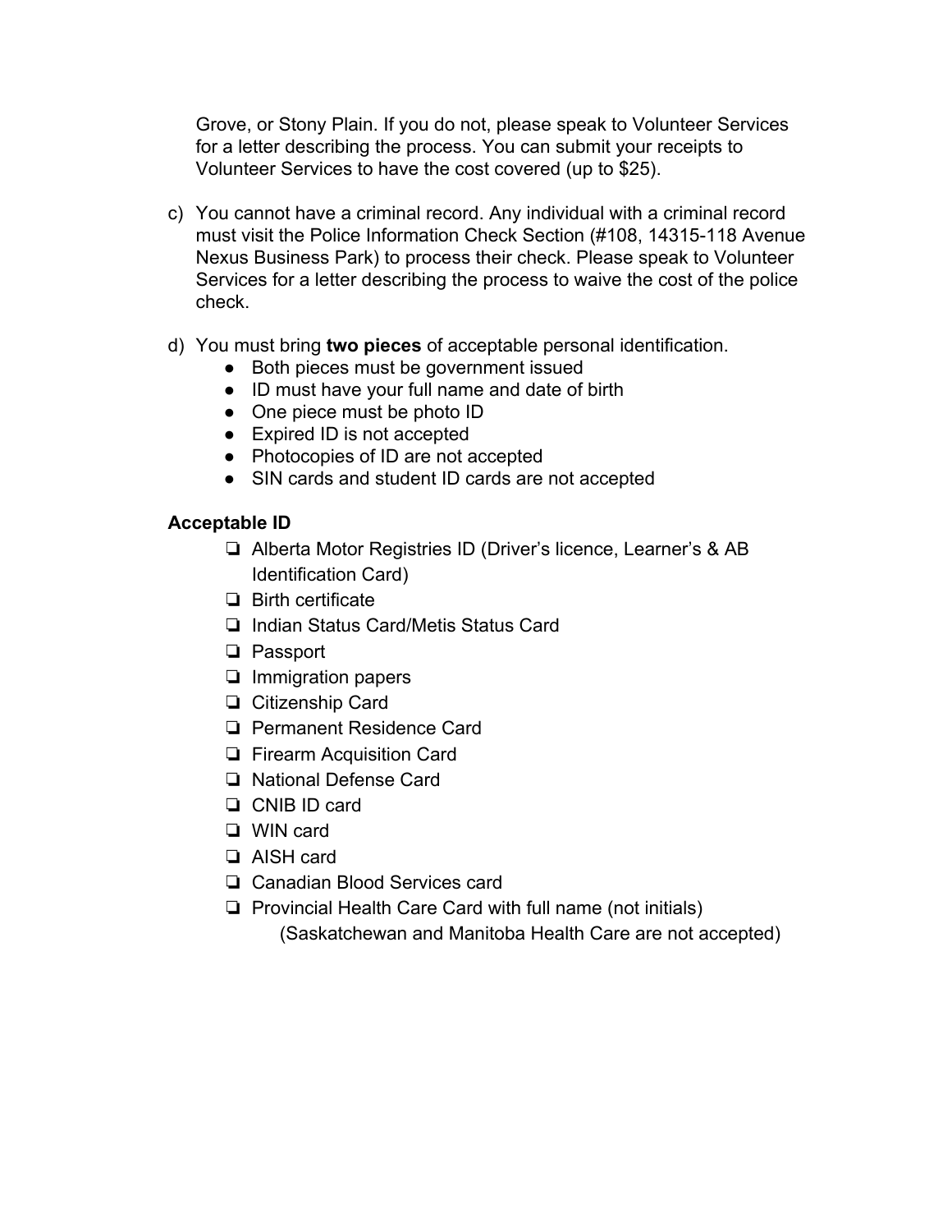Grove, or Stony Plain. If you do not, please speak to Volunteer Services for a letter describing the process. You can submit your receipts to Volunteer Services to have the cost covered (up to $25).

c) You cannot have a criminal record. Any individual with a criminal record must visit the Police Information Check Section (#108, 14315-118 Avenue Nexus Business Park) to process their check. Please speak to Volunteer Services for a letter describing the process to waive the cost of the police check.

d) You must bring **two pieces** of acceptable personal identification.
   - Both pieces must be government issued
   - ID must have your full name and date of birth
   - One piece must be photo ID
   - Expired ID is not accepted
   - Photocopies of ID are not accepted
   - SIN cards and student ID cards are not accepted

**Acceptable ID**

- ❏ Alberta Motor Registries ID (Driver's licence, Learner's & AB Identification Card)
- ❏ Birth certificate
- ❏ Indian Status Card/Metis Status Card
- ❏ Passport
- ❏ Immigration papers
- ❏ Citizenship Card
- ❏ Permanent Residence Card
- ❏ Firearm Acquisition Card
- ❏ National Defense Card
- ❏ CNIB ID card
- ❏ WIN card
- ❏ AISH card
- ❏ Canadian Blood Services card
- ❏ Provincial Health Care Card with full name (not initials)
  (Saskatchewan and Manitoba Health Care are not accepted)